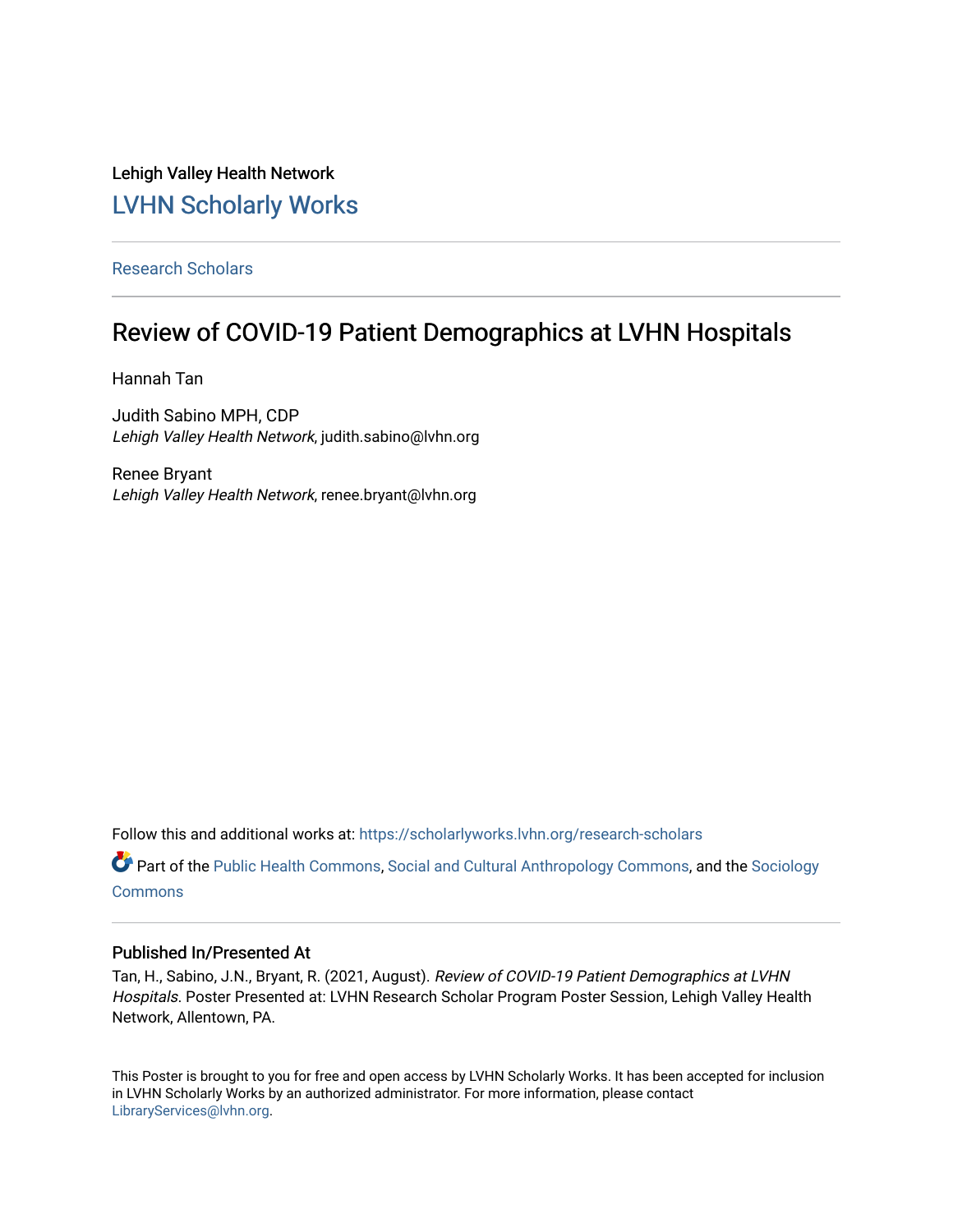Lehigh Valley Health Network

# LVHN Scholarly Works

Research Scholars

## Review of COVID-19 Patient Demographics at LVHN Hospitals

Hannah Tan

Judith Sabino MPH, CDP
*Lehigh Valley Health Network*, judith.sabino@lvhn.org

Renee Bryant
*Lehigh Valley Health Network*, renee.bryant@lvhn.org

Follow this and additional works at: https://scholarlyworks.lvhn.org/research-scholars

Part of the Public Health Commons, Social and Cultural Anthropology Commons, and the Sociology Commons

### Published In/Presented At

Tan, H., Sabino, J.N., Bryant, R. (2021, August). *Review of COVID-19 Patient Demographics at LVHN Hospitals.* Poster Presented at: LVHN Research Scholar Program Poster Session, Lehigh Valley Health Network, Allentown, PA.

This Poster is brought to you for free and open access by LVHN Scholarly Works. It has been accepted for inclusion in LVHN Scholarly Works by an authorized administrator. For more information, please contact LibraryServices@lvhn.org.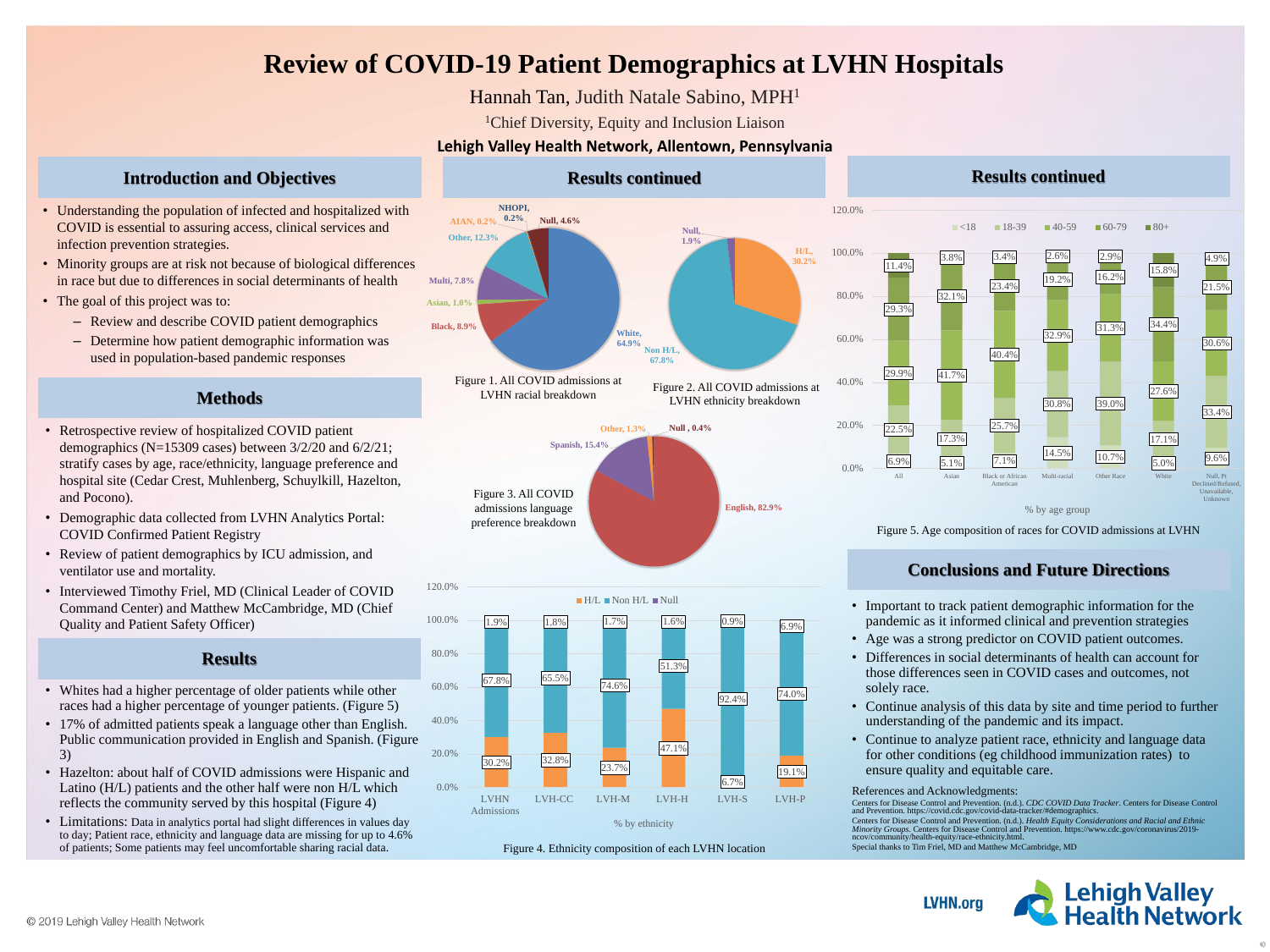# Review of COVID-19 Patient Demographics at LVHN Hospitals

Hannah Tan, Judith Natale Sabino, MPH[1]

[1]Chief Diversity, Equity and Inclusion Liaison

**Lehigh Valley Health Network, Allentown, Pennsylvania**

## Introduction and Objectives

- Understanding the population of infected and hospitalized with COVID is essential to assuring access, clinical services and infection prevention strategies.
- Minority groups are at risk not because of biological differences in race but due to differences in social determinants of health
- The goal of this project was to:
  - Review and describe COVID patient demographics
  - Determine how patient demographic information was used in population-based pandemic responses

## Methods

- Retrospective review of hospitalized COVID patient demographics (N=15309 cases) between 3/2/20 and 6/2/21; stratify cases by age, race/ethnicity, language preference and hospital site (Cedar Crest, Muhlenberg, Schuylkill, Hazelton, and Pocono).
- Demographic data collected from LVHN Analytics Portal: COVID Confirmed Patient Registry
- Review of patient demographics by ICU admission, and ventilator use and mortality.
- Interviewed Timothy Friel, MD (Clinical Leader of COVID Command Center) and Matthew McCambridge, MD (Chief Quality and Patient Safety Officer)

## Results

- Whites had a higher percentage of older patients while other races had a higher percentage of younger patients. (Figure 5)
- 17% of admitted patients speak a language other than English. Public communication provided in English and Spanish. (Figure 3)
- Hazelton: about half of COVID admissions were Hispanic and Latino (H/L) patients and the other half were non H/L which reflects the community served by this hospital (Figure 4)
- Limitations: Data in analytics portal had slight differences in values day to day; Patient race, ethnicity and language data are missing for up to 4.6% of patients; Some patients may feel uncomfortable sharing racial data.

## Results continued

NHOPI, 0.2%
AIAN, 0.2%
Null, 4.6%
Other, 12.3%
Multi, 7.8%
Asian, 1.0%
Black, 8.9%
White, 64.9%

Figure 1. All COVID admissions at LVHN racial breakdown

Null, 1.9%
H/L, 30.2%
Non H/L, 67.8%

Figure 2. All COVID admissions at LVHN ethnicity breakdown

Other, 1.3%
Null, 0.4%
Spanish, 15.4%
English, 82.9%

Figure 3. All COVID admissions language preference breakdown

120.0%
100.0%
80.0%
60.0%
40.0%
20.0%
0.0%

H/L ■ Non H/L ■ Null

LVHN Admissions: 30.2% 67.8% 1.9%
LVH-CC: 32.8% 65.5% 1.8%
LVH-M: 23.7% 74.6% 1.7%
LVH-H: 47.1% 51.3% 1.6%
LVH-S: 6.7% 92.4% 0.9%
LVH-P: 19.1% 74.0% 6.9%

% by ethnicity

Figure 4. Ethnicity composition of each LVHN location

## Results continued

120.0%
100.0%
80.0%
60.0%
40.0%
20.0%
0.0%

<18 ■ 18-39 ■ 40-59 ■ 60-79 ■ 80+

All: 6.9% 22.5% 29.9% 29.3% 11.4%
Asian: 5.1% 17.3% 41.7% 32.1% 3.8%
Black or African American: 7.1% 25.7% 40.4% 23.4% 3.4%
Multi-racial: 14.5% 30.8% 32.9% 19.2% 2.6%
Other Race: 10.7% 39.0% 31.3% 16.2% 2.9%
White: 5.0% 17.1% 27.6% 34.4% 15.8%
Null, Pt Declined/Refused, Unavailable, Unknown: 9.6% 33.4% 30.6% 21.5% 4.9%

% by age group

Figure 5. Age composition of races for COVID admissions at LVHN

## Conclusions and Future Directions

- Important to track patient demographic information for the pandemic as it informed clinical and prevention strategies
- Age was a strong predictor on COVID patient outcomes.
- Differences in social determinants of health can account for those differences seen in COVID cases and outcomes, not solely race.
- Continue analysis of this data by site and time period to further understanding of the pandemic and its impact.
- Continue to analyze patient race, ethnicity and language data for other conditions (eg childhood immunization rates) to ensure quality and equitable care.

References and Acknowledgments:

Centers for Disease Control and Prevention. (n.d.). *CDC COVID Data Tracker*. Centers for Disease Control and Prevention. https://covid.cdc.gov/covid-data-tracker/#demographics.

Centers for Disease Control and Prevention. (n.d.). *Health Equity Considerations and Racial and Ethnic Minority Groups*. Centers for Disease Control and Prevention. https://www.cdc.gov/coronavirus/2019-ncov/community/health-equity/race-ethnicity.html.

Special thanks to Tim Friel, MD and Matthew McCambridge, MD

LVHN.org

Lehigh Valley Health Network

© 2019 Lehigh Valley Health Network